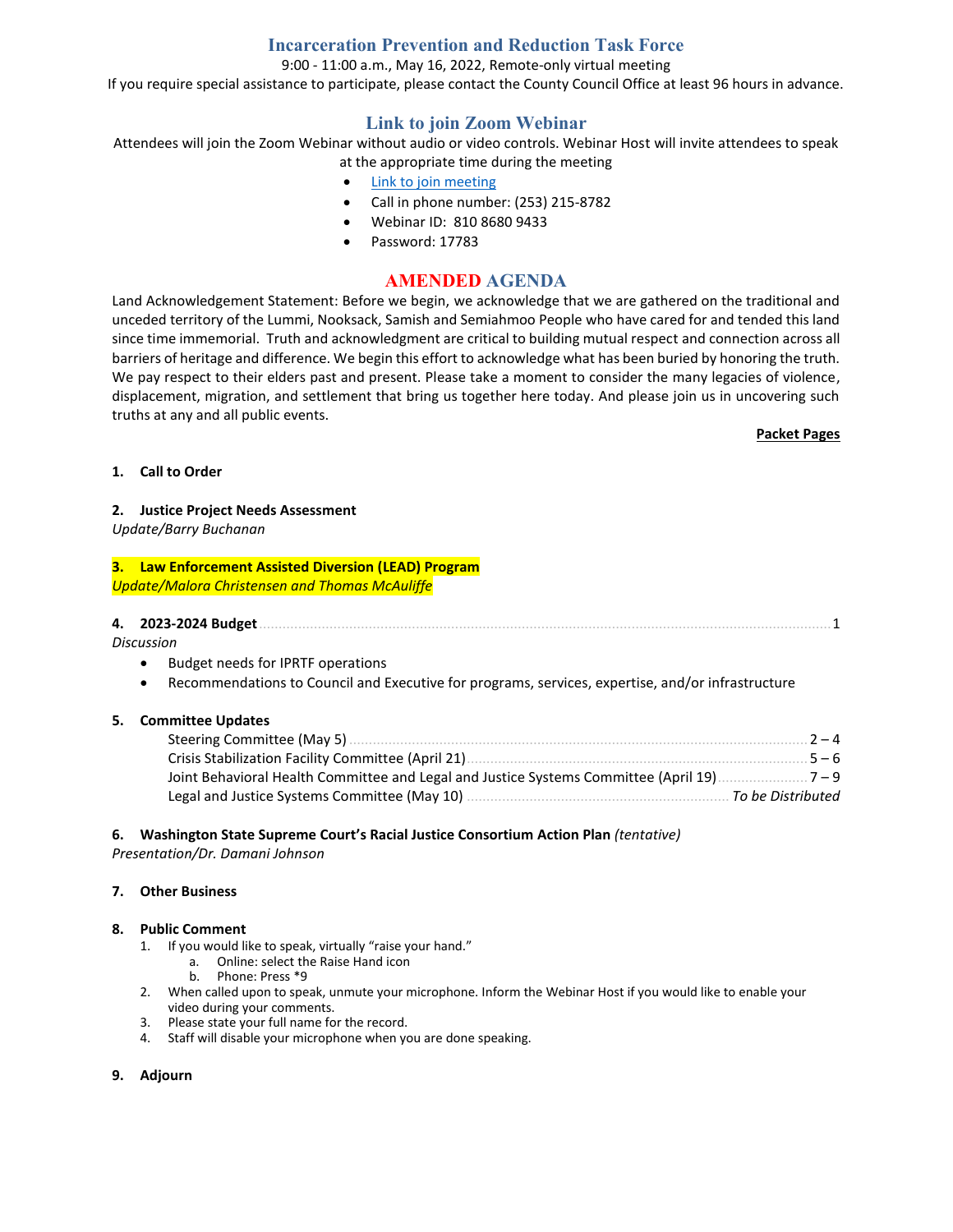# Incarceration Prevention and Reduction Task Force

9:00 - 11:00 a.m., May 16, 2022, Remote-only virtual meeting

If you require special assistance to participate, please contact the County Council Office at least 96 hours in advance.

## Link to join Zoom Webinar

Attendees will join the Zoom Webinar without audio or video controls. Webinar Host will invite attendees to speak at the appropriate time during the meeting

- Link to join meeting
- Call in phone number: (253) 215-8782
- Webinar ID: 810 8680 9433
- Password: 17783

## AMENDED AGENDA

Land Acknowledgement Statement: Before we begin, we acknowledge that we are gathered on the traditional and unceded territory of the Lummi, Nooksack, Samish and Semiahmoo People who have cared for and tended this land since time immemorial. Truth and acknowledgment are critical to building mutual respect and connection across all barriers of heritage and difference. We begin this effort to acknowledge what has been buried by honoring the truth. We pay respect to their elders past and present. Please take a moment to consider the many legacies of violence, displacement, migration, and settlement that bring us together here today. And please join us in uncovering such truths at any and all public events.

**Packet Pages**

**1. Call to Order**

**2. Justice Project Needs Assessment**
*Update/Barry Buchanan*

**3. Law Enforcement Assisted Diversion (LEAD) Program**
*Update/Malora Christensen and Thomas McAuliffe*

**4. 2023-2024 Budget** .......... 1
*Discussion*

- Budget needs for IPRTF operations
- Recommendations to Council and Executive for programs, services, expertise, and/or infrastructure

**5. Committee Updates**

- Steering Committee (May 5) .......... 2 – 4
- Crisis Stabilization Facility Committee (April 21) .......... 5 – 6
- Joint Behavioral Health Committee and Legal and Justice Systems Committee (April 19) .......... 7 – 9
- Legal and Justice Systems Committee (May 10) .......... *To be Distributed*

**6. Washington State Supreme Court's Racial Justice Consortium Action Plan** *(tentative)*
*Presentation/Dr. Damani Johnson*

**7. Other Business**

**8. Public Comment**

1. If you would like to speak, virtually "raise your hand."
   a. Online: select the Raise Hand icon
   b. Phone: Press *9
2. When called upon to speak, unmute your microphone. Inform the Webinar Host if you would like to enable your video during your comments.
3. Please state your full name for the record.
4. Staff will disable your microphone when you are done speaking.

**9. Adjourn**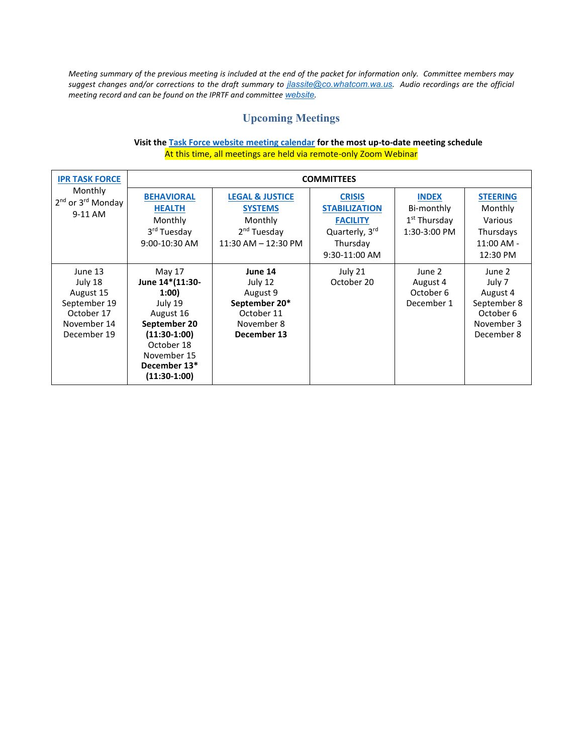*Meeting summary of the previous meeting is included at the end of the packet for information only. Committee members may suggest changes and/or corrections to the draft summary to jlassite@co.whatcom.wa.us. Audio recordings are the official meeting record and can be found on the IPRTF and committee website.*

## Upcoming Meetings

**Visit the Task Force website meeting calendar for the most up-to-date meeting schedule**

At this time, all meetings are held via remote-only Zoom Webinar

| IPR TASK FORCE | COMMITTEES | | | | |
|---|---|---|---|---|---|
| Monthly<br>2nd or 3rd Monday<br>9-11 AM | **BEHAVIORAL HEALTH**<br>Monthly<br>3rd Tuesday<br>9:00-10:30 AM | **LEGAL & JUSTICE SYSTEMS**<br>Monthly<br>2nd Tuesday<br>11:30 AM – 12:30 PM | **CRISIS STABILIZATION FACILITY**<br>Quarterly, 3rd Thursday<br>9:30-11:00 AM | **INDEX**<br>Bi-monthly<br>1st Thursday<br>1:30-3:00 PM | **STEERING**<br>Monthly<br>Various Thursdays<br>11:00 AM - 12:30 PM |
| June 13<br>July 18<br>August 15<br>September 19<br>October 17<br>November 14<br>December 19 | May 17<br>**June 14*(11:30-1:00)**<br>July 19<br>August 16<br>**September 20 (11:30-1:00)**<br>October 18<br>November 15<br>**December 13* (11:30-1:00)** | **June 14**<br>July 12<br>August 9<br>**September 20***<br>October 11<br>November 8<br>**December 13** | July 21<br>October 20 | June 2<br>August 4<br>October 6<br>December 1 | June 2<br>July 7<br>August 4<br>September 8<br>October 6<br>November 3<br>December 8 |